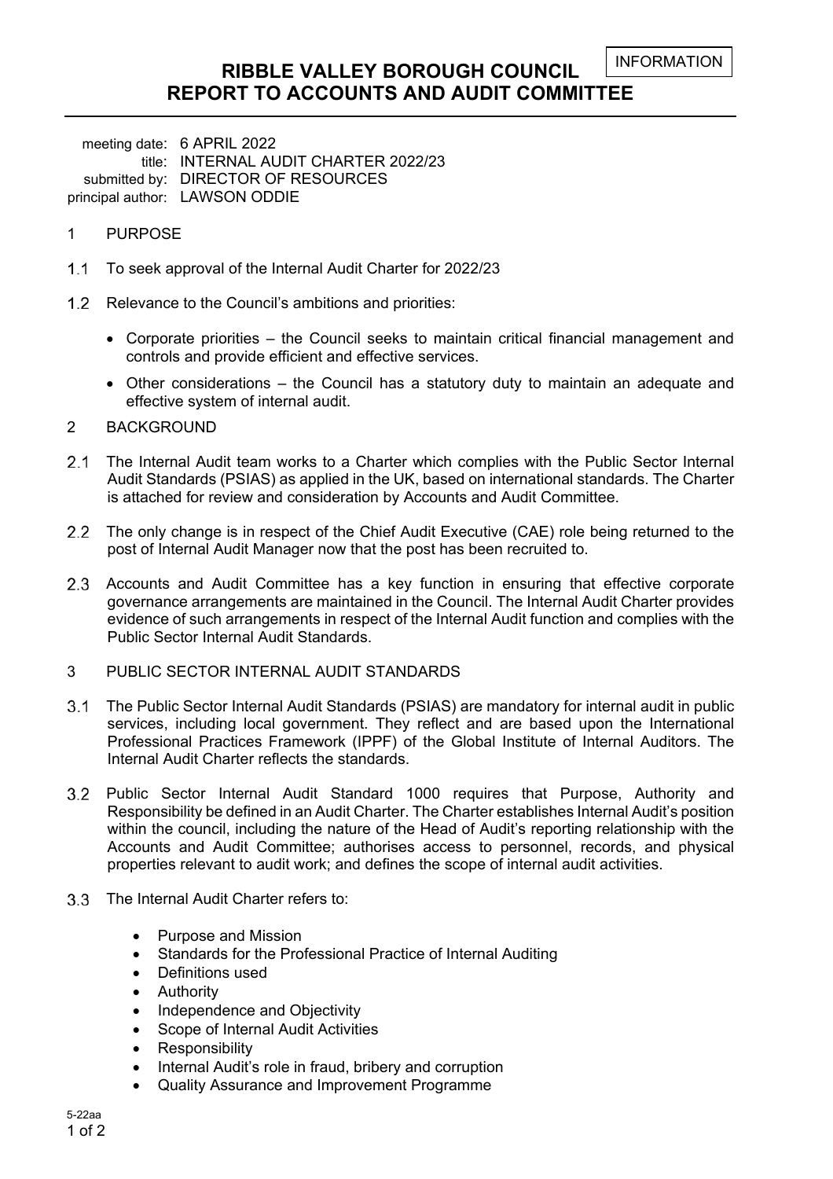INFORMATION

# RIBBLE VALLEY BOROUGH COUNCIL
# REPORT TO ACCOUNTS AND AUDIT COMMITTEE

meeting date: 6 APRIL 2022
title: INTERNAL AUDIT CHARTER 2022/23
submitted by: DIRECTOR OF RESOURCES
principal author: LAWSON ODDIE

## 1 PURPOSE

1.1 To seek approval of the Internal Audit Charter for 2022/23

1.2 Relevance to the Council's ambitions and priorities:

- Corporate priorities – the Council seeks to maintain critical financial management and controls and provide efficient and effective services.
- Other considerations – the Council has a statutory duty to maintain an adequate and effective system of internal audit.

## 2 BACKGROUND

2.1 The Internal Audit team works to a Charter which complies with the Public Sector Internal Audit Standards (PSIAS) as applied in the UK, based on international standards. The Charter is attached for review and consideration by Accounts and Audit Committee.

2.2 The only change is in respect of the Chief Audit Executive (CAE) role being returned to the post of Internal Audit Manager now that the post has been recruited to.

2.3 Accounts and Audit Committee has a key function in ensuring that effective corporate governance arrangements are maintained in the Council. The Internal Audit Charter provides evidence of such arrangements in respect of the Internal Audit function and complies with the Public Sector Internal Audit Standards.

## 3 PUBLIC SECTOR INTERNAL AUDIT STANDARDS

3.1 The Public Sector Internal Audit Standards (PSIAS) are mandatory for internal audit in public services, including local government. They reflect and are based upon the International Professional Practices Framework (IPPF) of the Global Institute of Internal Auditors. The Internal Audit Charter reflects the standards.

3.2 Public Sector Internal Audit Standard 1000 requires that Purpose, Authority and Responsibility be defined in an Audit Charter. The Charter establishes Internal Audit's position within the council, including the nature of the Head of Audit's reporting relationship with the Accounts and Audit Committee; authorises access to personnel, records, and physical properties relevant to audit work; and defines the scope of internal audit activities.

3.3 The Internal Audit Charter refers to:

- Purpose and Mission
- Standards for the Professional Practice of Internal Auditing
- Definitions used
- Authority
- Independence and Objectivity
- Scope of Internal Audit Activities
- Responsibility
- Internal Audit's role in fraud, bribery and corruption
- Quality Assurance and Improvement Programme

5-22aa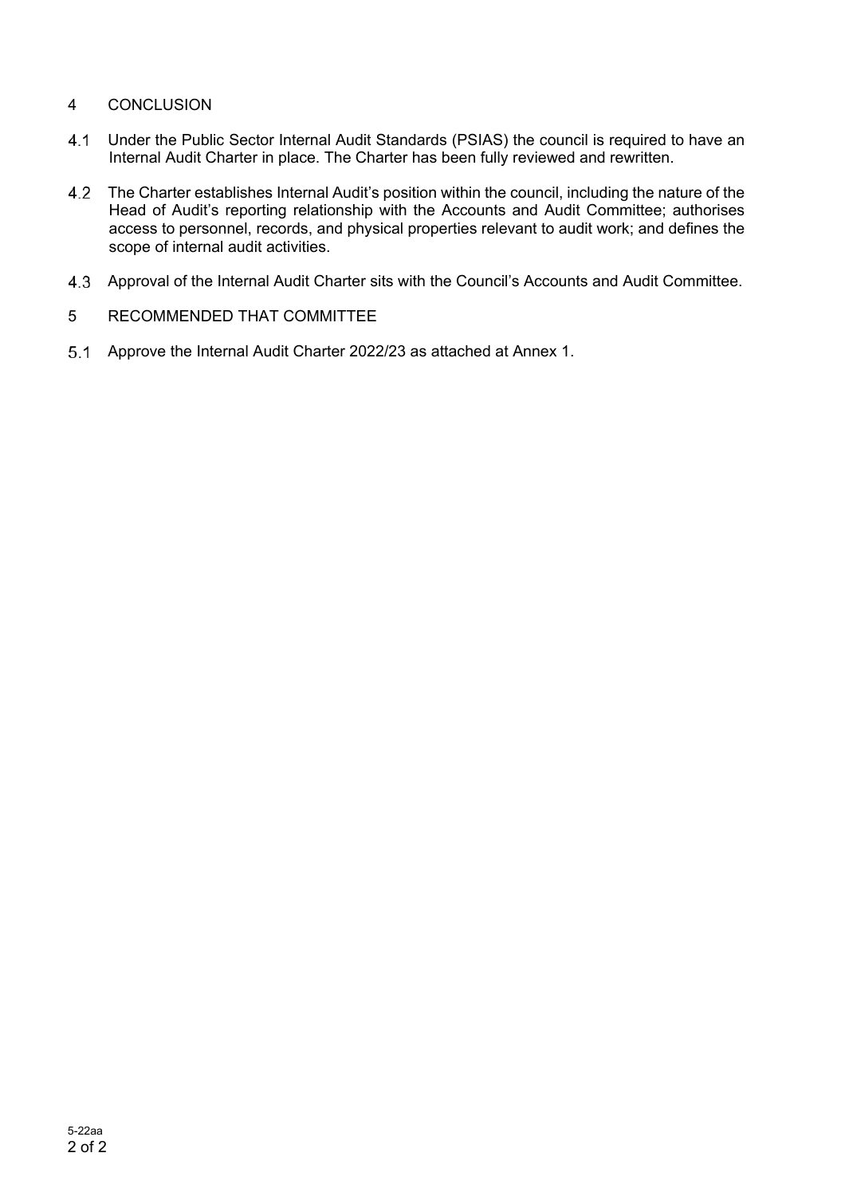## 4 CONCLUSION

4.1 Under the Public Sector Internal Audit Standards (PSIAS) the council is required to have an Internal Audit Charter in place. The Charter has been fully reviewed and rewritten.

4.2 The Charter establishes Internal Audit's position within the council, including the nature of the Head of Audit's reporting relationship with the Accounts and Audit Committee; authorises access to personnel, records, and physical properties relevant to audit work; and defines the scope of internal audit activities.

4.3 Approval of the Internal Audit Charter sits with the Council's Accounts and Audit Committee.

## 5 RECOMMENDED THAT COMMITTEE

5.1 Approve the Internal Audit Charter 2022/23 as attached at Annex 1.

5-22aa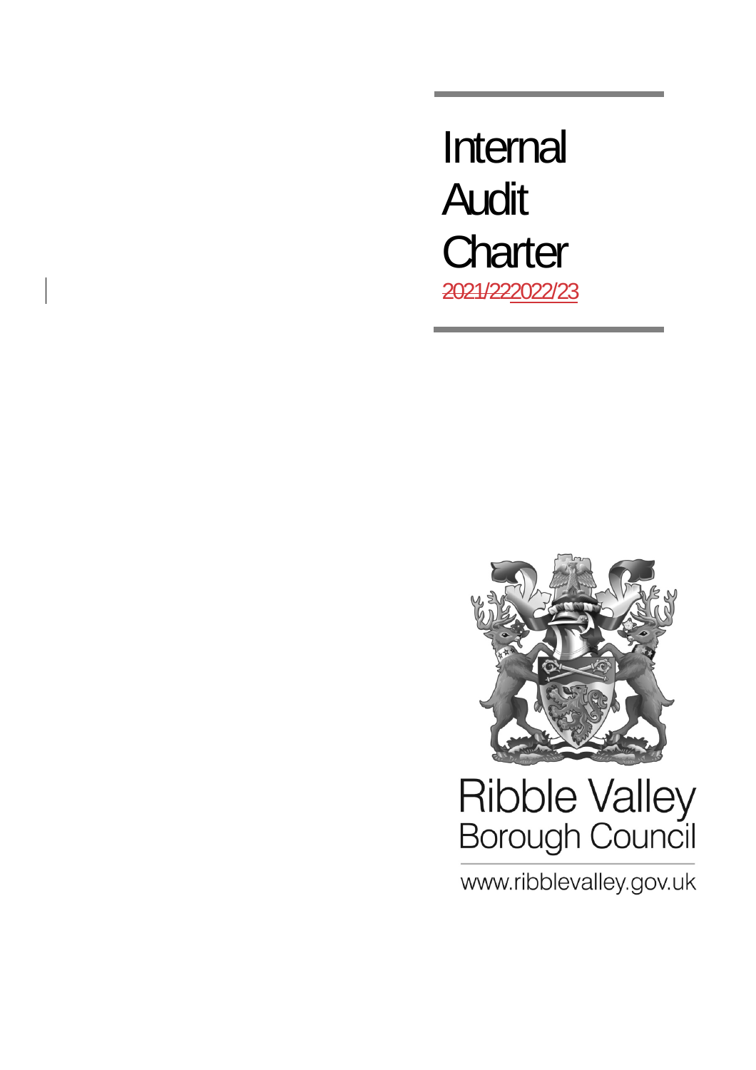# Internal Audit Charter

~~2021/22~~2022/23

Ribble Valley
Borough Council

www.ribblevalley.gov.uk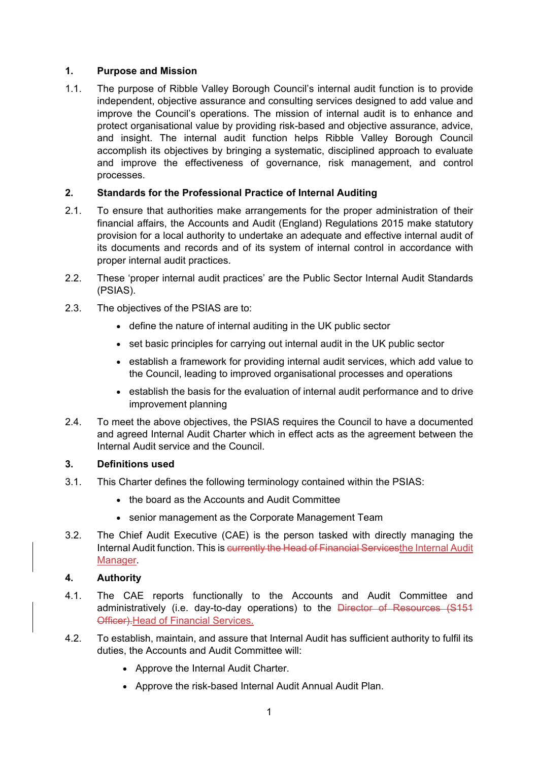## 1. Purpose and Mission

1.1. The purpose of Ribble Valley Borough Council's internal audit function is to provide independent, objective assurance and consulting services designed to add value and improve the Council's operations. The mission of internal audit is to enhance and protect organisational value by providing risk-based and objective assurance, advice, and insight. The internal audit function helps Ribble Valley Borough Council accomplish its objectives by bringing a systematic, disciplined approach to evaluate and improve the effectiveness of governance, risk management, and control processes.

## 2. Standards for the Professional Practice of Internal Auditing

2.1. To ensure that authorities make arrangements for the proper administration of their financial affairs, the Accounts and Audit (England) Regulations 2015 make statutory provision for a local authority to undertake an adequate and effective internal audit of its documents and records and of its system of internal control in accordance with proper internal audit practices.

2.2. These 'proper internal audit practices' are the Public Sector Internal Audit Standards (PSIAS).

2.3. The objectives of the PSIAS are to:

- define the nature of internal auditing in the UK public sector
- set basic principles for carrying out internal audit in the UK public sector
- establish a framework for providing internal audit services, which add value to the Council, leading to improved organisational processes and operations
- establish the basis for the evaluation of internal audit performance and to drive improvement planning

2.4. To meet the above objectives, the PSIAS requires the Council to have a documented and agreed Internal Audit Charter which in effect acts as the agreement between the Internal Audit service and the Council.

## 3. Definitions used

3.1. This Charter defines the following terminology contained within the PSIAS:

- the board as the Accounts and Audit Committee
- senior management as the Corporate Management Team

3.2. The Chief Audit Executive (CAE) is the person tasked with directly managing the Internal Audit function. This is ~~currently the Head of Financial Services~~<u>the Internal Audit Manager</u>.

## 4. Authority

4.1. The CAE reports functionally to the Accounts and Audit Committee and administratively (i.e. day-to-day operations) to the ~~Director of Resources (S151 Officer).~~<u>Head of Financial Services.</u>

4.2. To establish, maintain, and assure that Internal Audit has sufficient authority to fulfil its duties, the Accounts and Audit Committee will:

- Approve the Internal Audit Charter.
- Approve the risk-based Internal Audit Annual Audit Plan.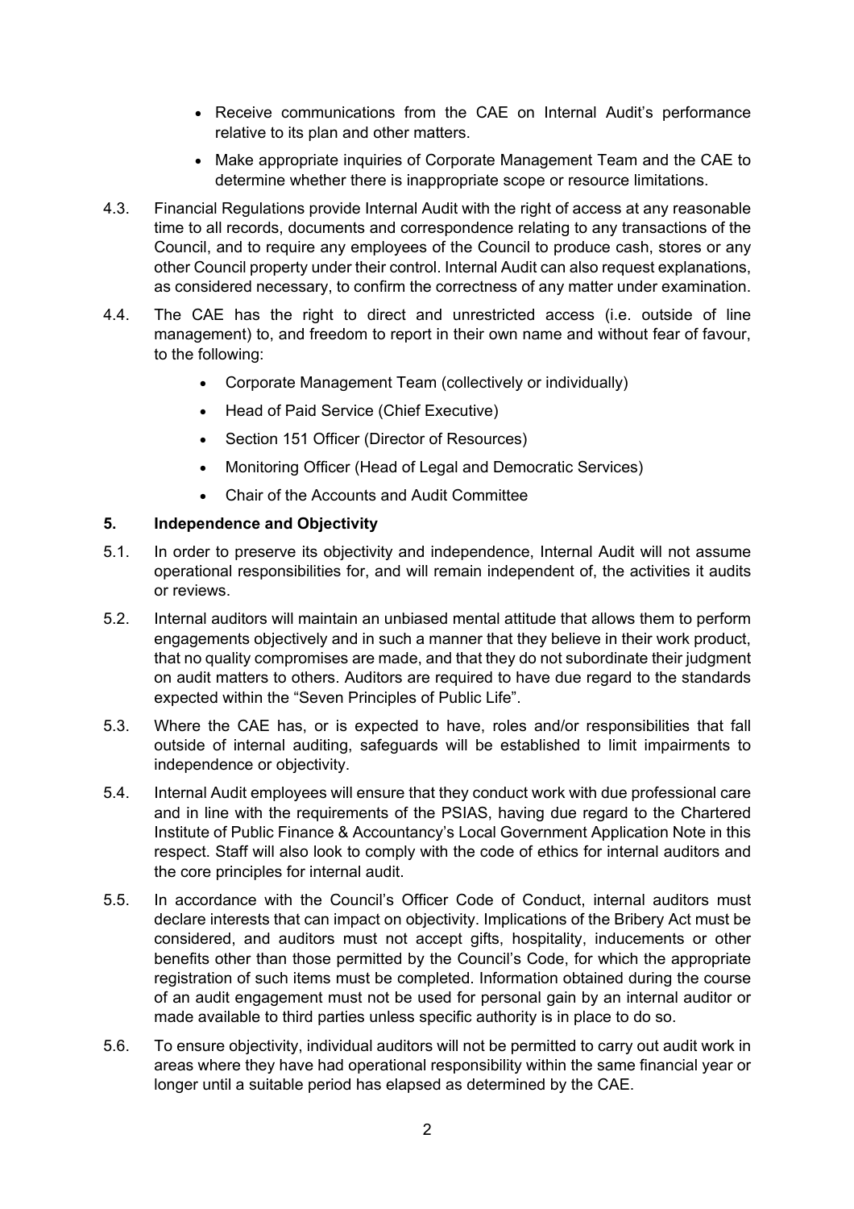- Receive communications from the CAE on Internal Audit's performance relative to its plan and other matters.
- Make appropriate inquiries of Corporate Management Team and the CAE to determine whether there is inappropriate scope or resource limitations.

4.3. Financial Regulations provide Internal Audit with the right of access at any reasonable time to all records, documents and correspondence relating to any transactions of the Council, and to require any employees of the Council to produce cash, stores or any other Council property under their control. Internal Audit can also request explanations, as considered necessary, to confirm the correctness of any matter under examination.

4.4. The CAE has the right to direct and unrestricted access (i.e. outside of line management) to, and freedom to report in their own name and without fear of favour, to the following:

- Corporate Management Team (collectively or individually)
- Head of Paid Service (Chief Executive)
- Section 151 Officer (Director of Resources)
- Monitoring Officer (Head of Legal and Democratic Services)
- Chair of the Accounts and Audit Committee

## 5. Independence and Objectivity

5.1. In order to preserve its objectivity and independence, Internal Audit will not assume operational responsibilities for, and will remain independent of, the activities it audits or reviews.

5.2. Internal auditors will maintain an unbiased mental attitude that allows them to perform engagements objectively and in such a manner that they believe in their work product, that no quality compromises are made, and that they do not subordinate their judgment on audit matters to others. Auditors are required to have due regard to the standards expected within the "Seven Principles of Public Life".

5.3. Where the CAE has, or is expected to have, roles and/or responsibilities that fall outside of internal auditing, safeguards will be established to limit impairments to independence or objectivity.

5.4. Internal Audit employees will ensure that they conduct work with due professional care and in line with the requirements of the PSIAS, having due regard to the Chartered Institute of Public Finance & Accountancy's Local Government Application Note in this respect. Staff will also look to comply with the code of ethics for internal auditors and the core principles for internal audit.

5.5. In accordance with the Council's Officer Code of Conduct, internal auditors must declare interests that can impact on objectivity. Implications of the Bribery Act must be considered, and auditors must not accept gifts, hospitality, inducements or other benefits other than those permitted by the Council's Code, for which the appropriate registration of such items must be completed. Information obtained during the course of an audit engagement must not be used for personal gain by an internal auditor or made available to third parties unless specific authority is in place to do so.

5.6. To ensure objectivity, individual auditors will not be permitted to carry out audit work in areas where they have had operational responsibility within the same financial year or longer until a suitable period has elapsed as determined by the CAE.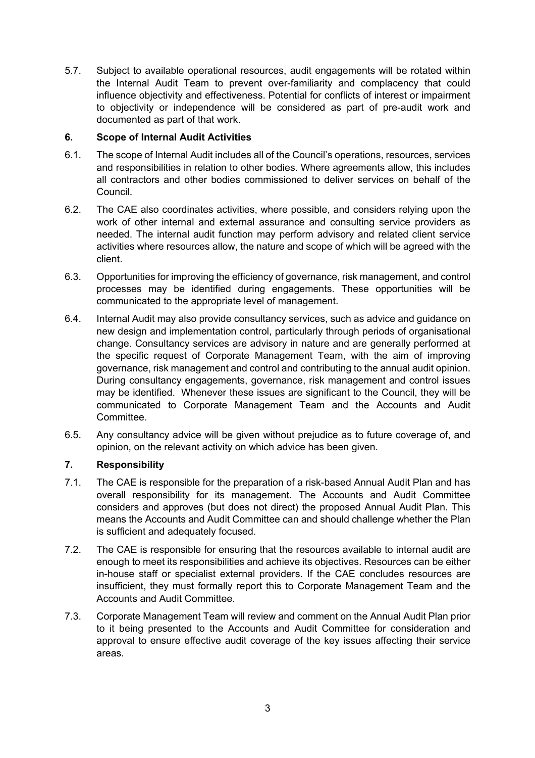5.7. Subject to available operational resources, audit engagements will be rotated within the Internal Audit Team to prevent over-familiarity and complacency that could influence objectivity and effectiveness. Potential for conflicts of interest or impairment to objectivity or independence will be considered as part of pre-audit work and documented as part of that work.

## 6. Scope of Internal Audit Activities

6.1. The scope of Internal Audit includes all of the Council's operations, resources, services and responsibilities in relation to other bodies. Where agreements allow, this includes all contractors and other bodies commissioned to deliver services on behalf of the Council.

6.2. The CAE also coordinates activities, where possible, and considers relying upon the work of other internal and external assurance and consulting service providers as needed. The internal audit function may perform advisory and related client service activities where resources allow, the nature and scope of which will be agreed with the client.

6.3. Opportunities for improving the efficiency of governance, risk management, and control processes may be identified during engagements. These opportunities will be communicated to the appropriate level of management.

6.4. Internal Audit may also provide consultancy services, such as advice and guidance on new design and implementation control, particularly through periods of organisational change. Consultancy services are advisory in nature and are generally performed at the specific request of Corporate Management Team, with the aim of improving governance, risk management and control and contributing to the annual audit opinion. During consultancy engagements, governance, risk management and control issues may be identified. Whenever these issues are significant to the Council, they will be communicated to Corporate Management Team and the Accounts and Audit Committee.

6.5. Any consultancy advice will be given without prejudice as to future coverage of, and opinion, on the relevant activity on which advice has been given.

## 7. Responsibility

7.1. The CAE is responsible for the preparation of a risk-based Annual Audit Plan and has overall responsibility for its management. The Accounts and Audit Committee considers and approves (but does not direct) the proposed Annual Audit Plan. This means the Accounts and Audit Committee can and should challenge whether the Plan is sufficient and adequately focused.

7.2. The CAE is responsible for ensuring that the resources available to internal audit are enough to meet its responsibilities and achieve its objectives. Resources can be either in-house staff or specialist external providers. If the CAE concludes resources are insufficient, they must formally report this to Corporate Management Team and the Accounts and Audit Committee.

7.3. Corporate Management Team will review and comment on the Annual Audit Plan prior to it being presented to the Accounts and Audit Committee for consideration and approval to ensure effective audit coverage of the key issues affecting their service areas.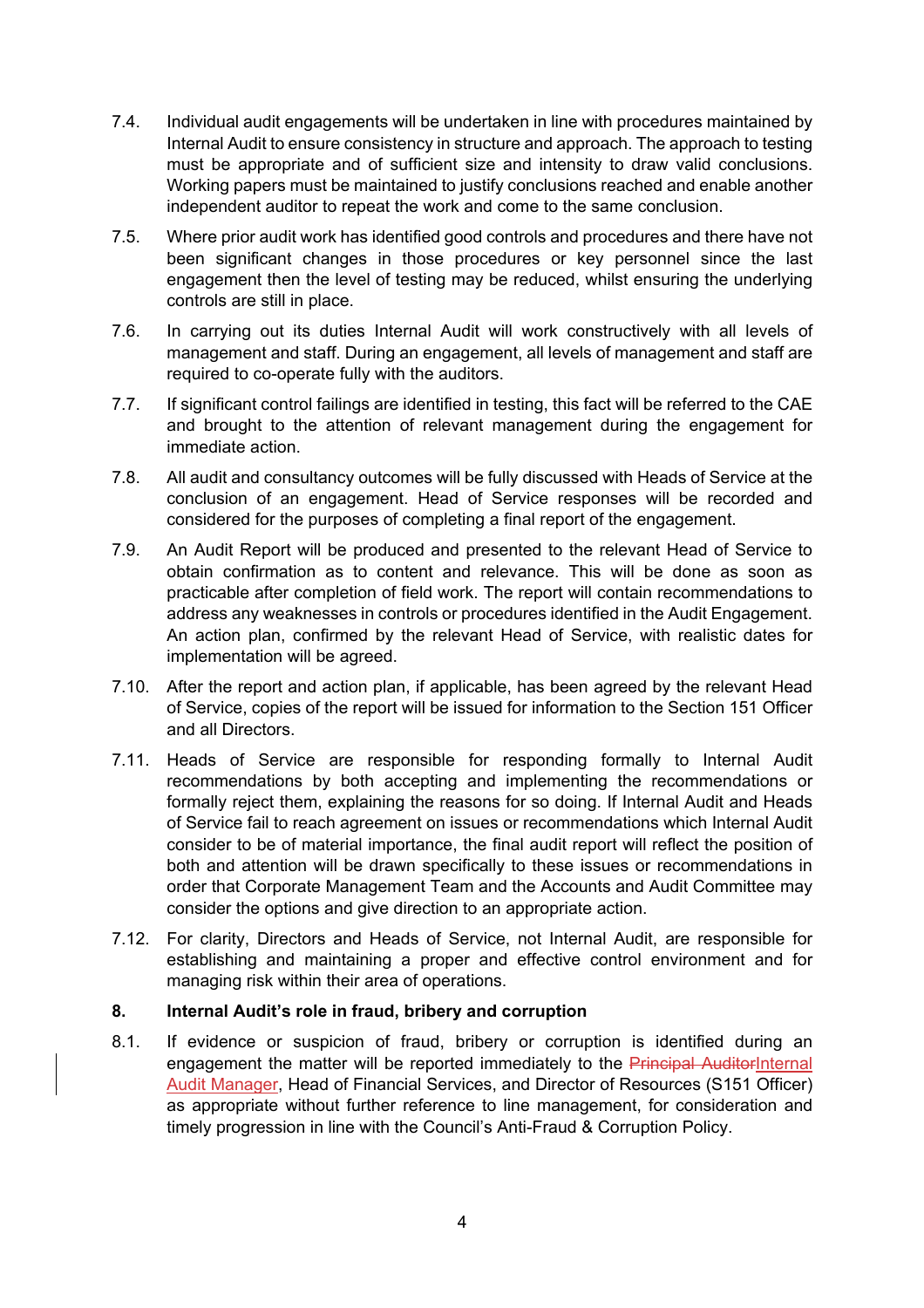7.4. Individual audit engagements will be undertaken in line with procedures maintained by Internal Audit to ensure consistency in structure and approach. The approach to testing must be appropriate and of sufficient size and intensity to draw valid conclusions. Working papers must be maintained to justify conclusions reached and enable another independent auditor to repeat the work and come to the same conclusion.

7.5. Where prior audit work has identified good controls and procedures and there have not been significant changes in those procedures or key personnel since the last engagement then the level of testing may be reduced, whilst ensuring the underlying controls are still in place.

7.6. In carrying out its duties Internal Audit will work constructively with all levels of management and staff. During an engagement, all levels of management and staff are required to co-operate fully with the auditors.

7.7. If significant control failings are identified in testing, this fact will be referred to the CAE and brought to the attention of relevant management during the engagement for immediate action.

7.8. All audit and consultancy outcomes will be fully discussed with Heads of Service at the conclusion of an engagement. Head of Service responses will be recorded and considered for the purposes of completing a final report of the engagement.

7.9. An Audit Report will be produced and presented to the relevant Head of Service to obtain confirmation as to content and relevance. This will be done as soon as practicable after completion of field work. The report will contain recommendations to address any weaknesses in controls or procedures identified in the Audit Engagement. An action plan, confirmed by the relevant Head of Service, with realistic dates for implementation will be agreed.

7.10. After the report and action plan, if applicable, has been agreed by the relevant Head of Service, copies of the report will be issued for information to the Section 151 Officer and all Directors.

7.11. Heads of Service are responsible for responding formally to Internal Audit recommendations by both accepting and implementing the recommendations or formally reject them, explaining the reasons for so doing. If Internal Audit and Heads of Service fail to reach agreement on issues or recommendations which Internal Audit consider to be of material importance, the final audit report will reflect the position of both and attention will be drawn specifically to these issues or recommendations in order that Corporate Management Team and the Accounts and Audit Committee may consider the options and give direction to an appropriate action.

7.12. For clarity, Directors and Heads of Service, not Internal Audit, are responsible for establishing and maintaining a proper and effective control environment and for managing risk within their area of operations.

## 8. Internal Audit's role in fraud, bribery and corruption

8.1. If evidence or suspicion of fraud, bribery or corruption is identified during an engagement the matter will be reported immediately to the ~~Principal Auditor~~Internal Audit Manager, Head of Financial Services, and Director of Resources (S151 Officer) as appropriate without further reference to line management, for consideration and timely progression in line with the Council's Anti-Fraud & Corruption Policy.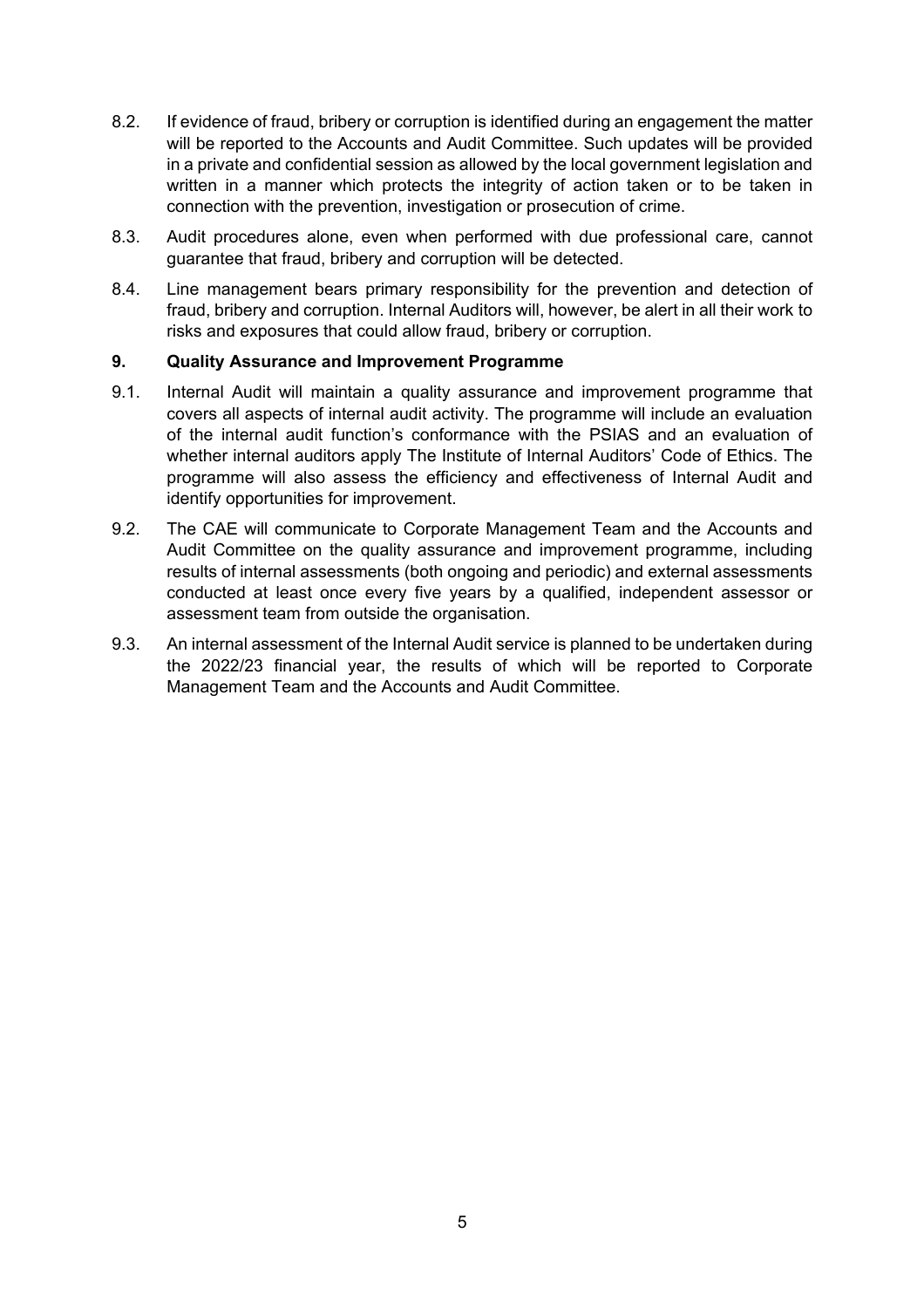8.2. If evidence of fraud, bribery or corruption is identified during an engagement the matter will be reported to the Accounts and Audit Committee. Such updates will be provided in a private and confidential session as allowed by the local government legislation and written in a manner which protects the integrity of action taken or to be taken in connection with the prevention, investigation or prosecution of crime.

8.3. Audit procedures alone, even when performed with due professional care, cannot guarantee that fraud, bribery and corruption will be detected.

8.4. Line management bears primary responsibility for the prevention and detection of fraud, bribery and corruption. Internal Auditors will, however, be alert in all their work to risks and exposures that could allow fraud, bribery or corruption.

## 9. Quality Assurance and Improvement Programme

9.1. Internal Audit will maintain a quality assurance and improvement programme that covers all aspects of internal audit activity. The programme will include an evaluation of the internal audit function's conformance with the PSIAS and an evaluation of whether internal auditors apply The Institute of Internal Auditors' Code of Ethics. The programme will also assess the efficiency and effectiveness of Internal Audit and identify opportunities for improvement.

9.2. The CAE will communicate to Corporate Management Team and the Accounts and Audit Committee on the quality assurance and improvement programme, including results of internal assessments (both ongoing and periodic) and external assessments conducted at least once every five years by a qualified, independent assessor or assessment team from outside the organisation.

9.3. An internal assessment of the Internal Audit service is planned to be undertaken during the 2022/23 financial year, the results of which will be reported to Corporate Management Team and the Accounts and Audit Committee.